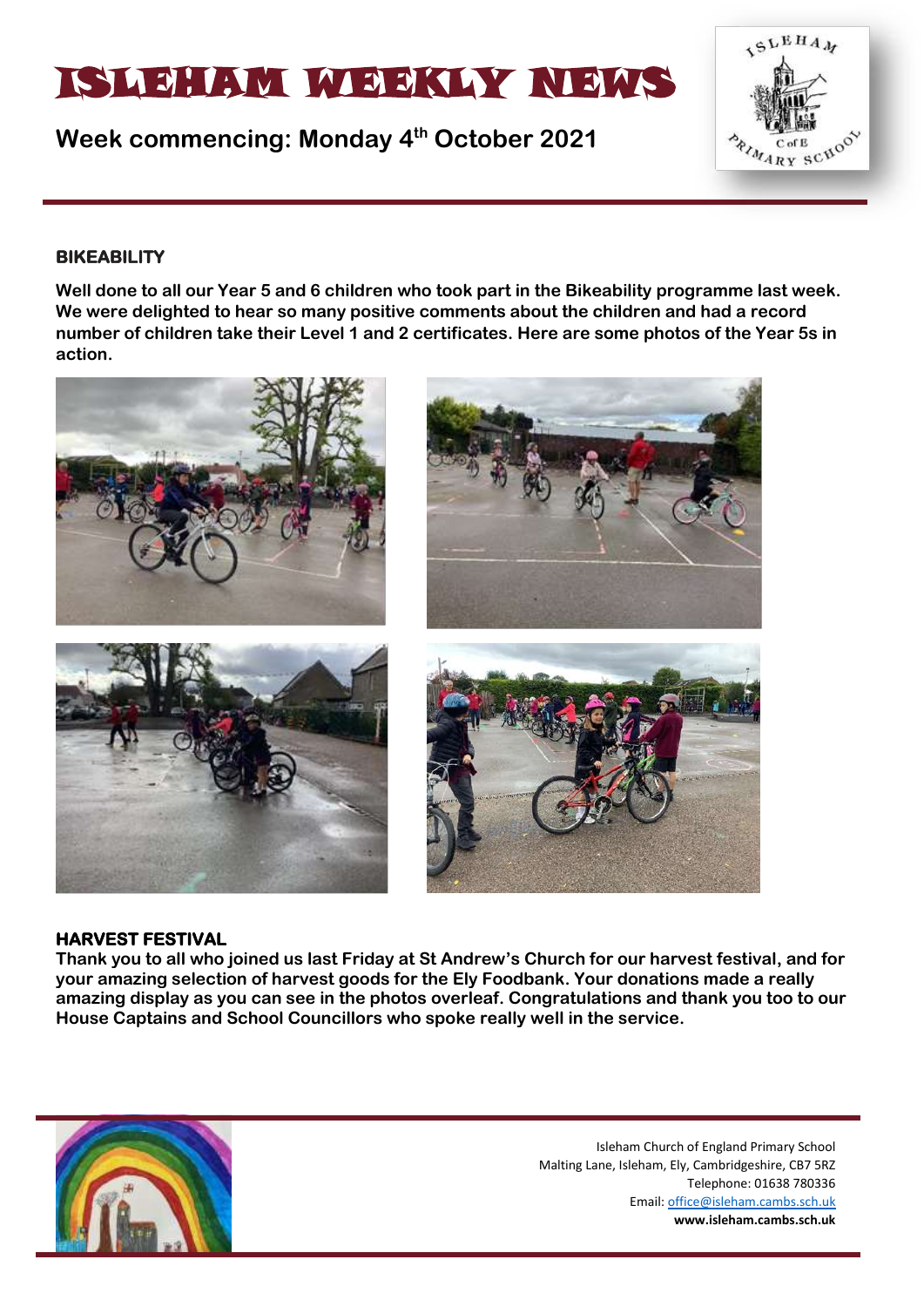# ISLEHAM WEEKLY NEWS

**Week commencing: Monday 4th October 2021**

### BIKEABILITY

**Well done to all our Year 5 and 6 children who took part in the Bikeability programme last week. We were delighted to hear so many positive comments about the children and had a record number of children take their Level 1 and 2 certificates. Here are some photos of the Year 5s in action.**

### HARVEST FESTIVAL

**Thank you to all who joined us last Friday at St Andrew's Church for our harvest festival, and for your amazing selection of harvest goods for the Ely Foodbank. Your donations made a really amazing display as you can see in the photos overleaf. Congratulations and thank you too to our House Captains and School Councillors who spoke really well in the service.**

Isleham Church of England Primary School
Malting Lane, Isleham, Ely, Cambridgeshire, CB7 5RZ
Telephone: 01638 780336
Email: office@isleham.cambs.sch.uk
**www.isleham.cambs.sch.uk**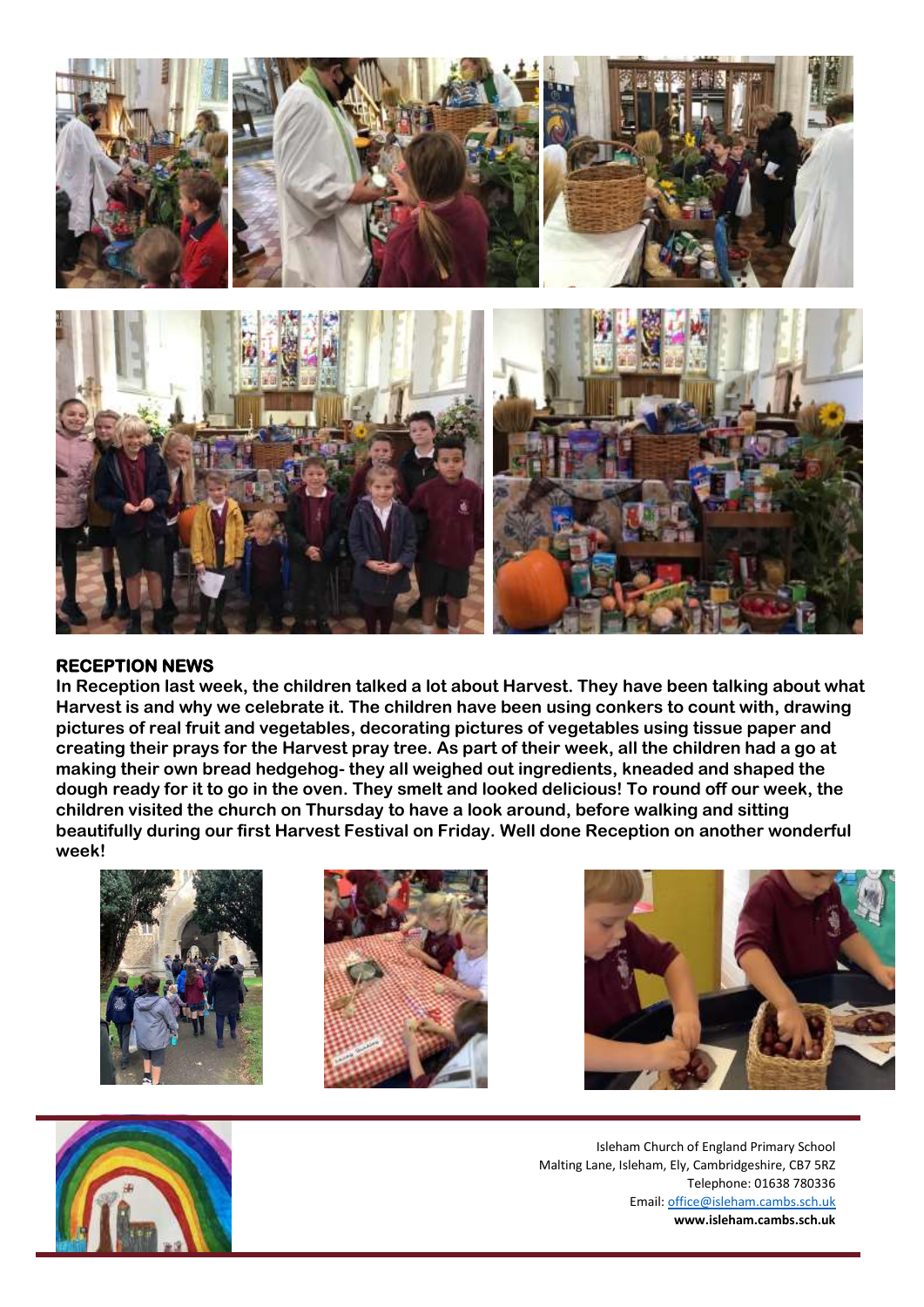## RECEPTION NEWS

**In Reception last week, the children talked a lot about Harvest. They have been talking about what Harvest is and why we celebrate it. The children have been using conkers to count with, drawing pictures of real fruit and vegetables, decorating pictures of vegetables using tissue paper and creating their prays for the Harvest pray tree. As part of their week, all the children had a go at making their own bread hedgehog- they all weighed out ingredients, kneaded and shaped the dough ready for it to go in the oven. They smelt and looked delicious! To round off our week, the children visited the church on Thursday to have a look around, before walking and sitting beautifully during our first Harvest Festival on Friday. Well done Reception on another wonderful week!**

Isleham Church of England Primary School
Malting Lane, Isleham, Ely, Cambridgeshire, CB7 5RZ
Telephone: 01638 780336
Email: office@isleham.cambs.sch.uk
**www.isleham.cambs.sch.uk**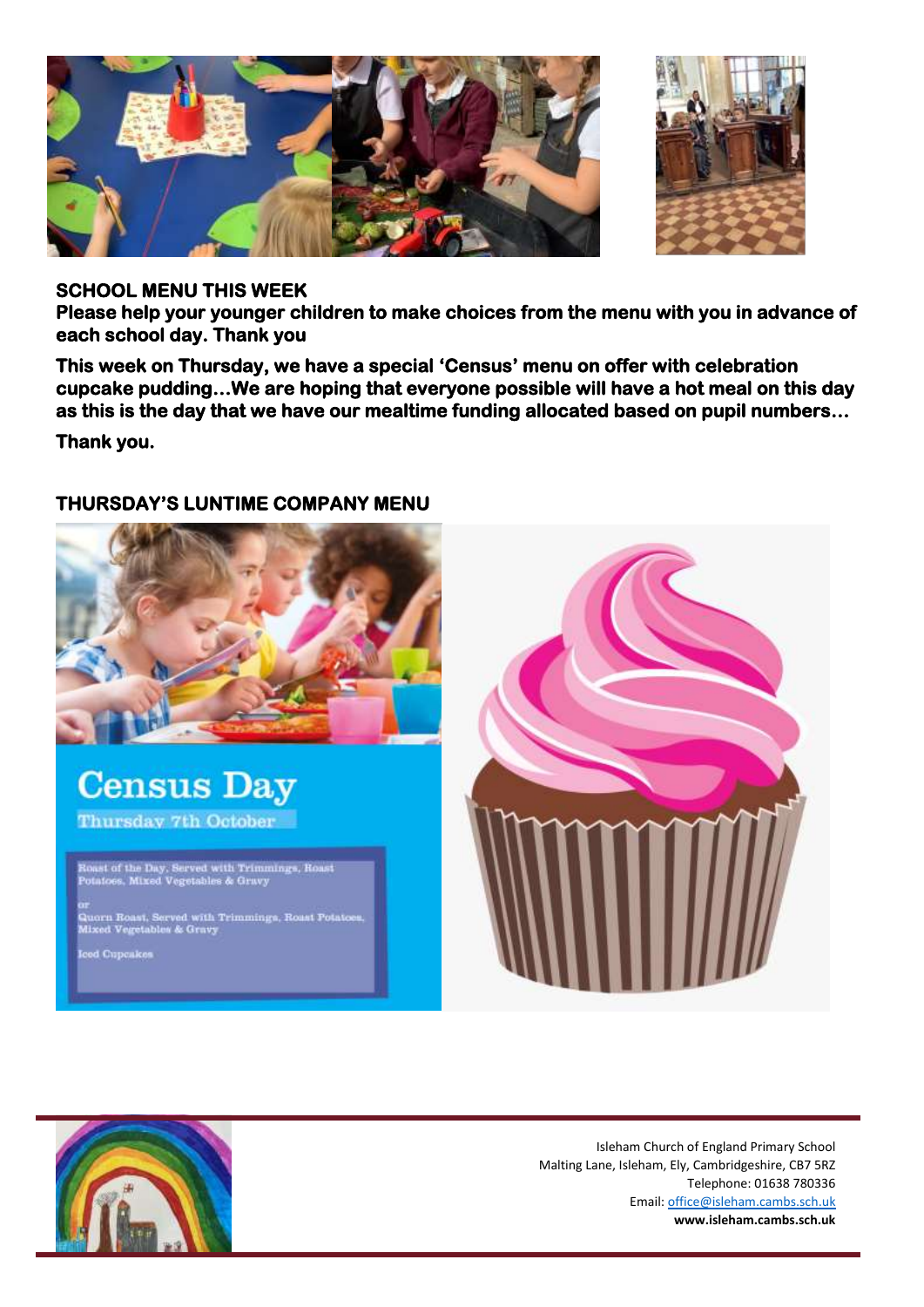**SCHOOL MENU THIS WEEK**

**Please help your younger children to make choices from the menu with you in advance of each school day. Thank you**

**This week on Thursday, we have a special 'Census' menu on offer with celebration cupcake pudding…We are hoping that everyone possible will have a hot meal on this day as this is the day that we have our mealtime funding allocated based on pupil numbers…**

**Thank you.**

**THURSDAY'S LUNTIME COMPANY MENU**

Census Day

Thursday 7th October

Roast of the Day, Served with Trimmings, Roast Potatoes, Mixed Vegetables & Gravy

or

Quorn Roast, Served with Trimmings, Roast Potatoes, Mixed Vegetables & Gravy

Iced Cupcakes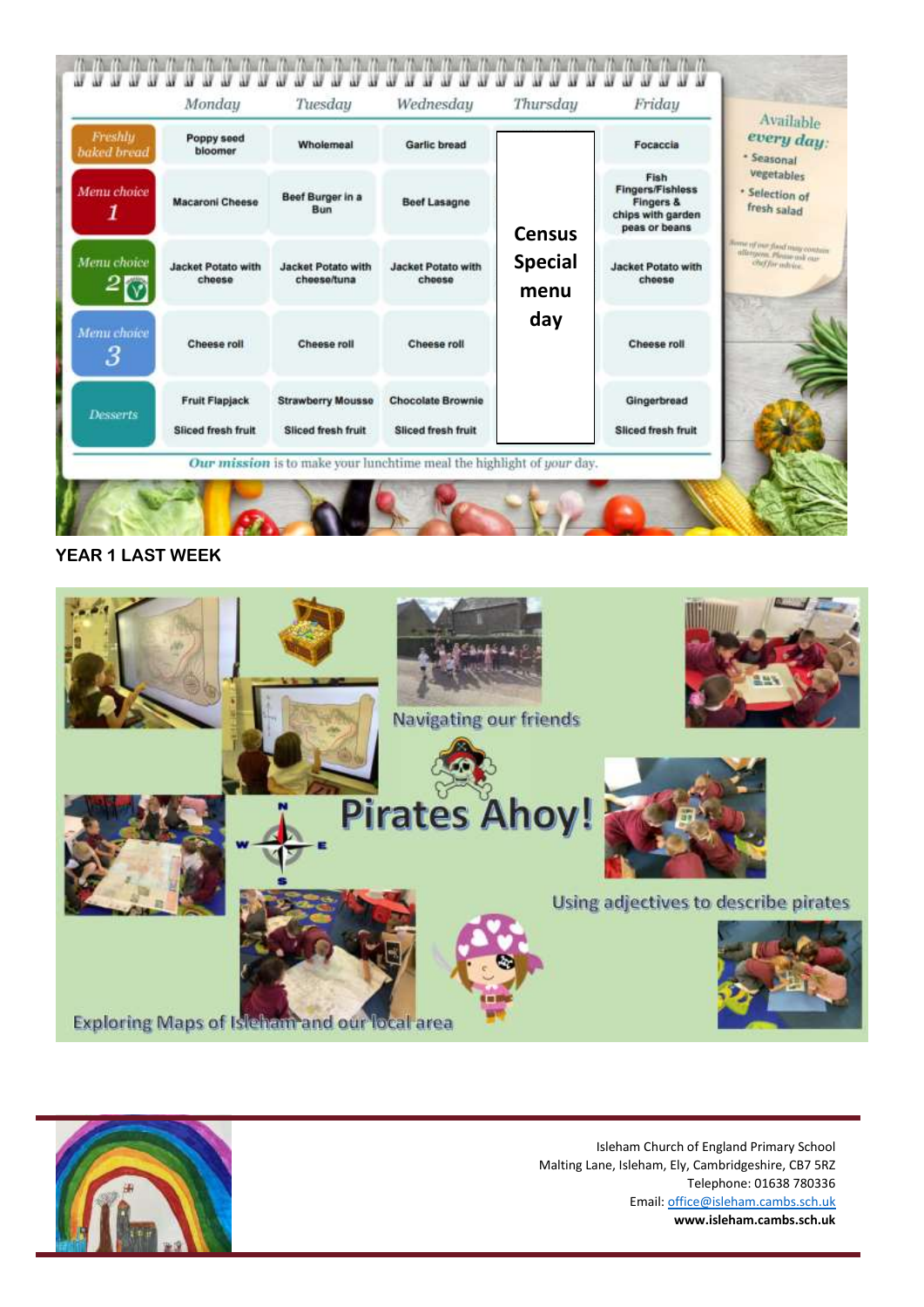| | Monday | Tuesday | Wednesday | Thursday | Friday |
|---|---|---|---|---|---|
| Freshly baked bread | Poppy seed bloomer | Wholemeal | Garlic bread | Census Special menu day | Focaccia |
| Menu choice 1 | Macaroni Cheese | Beef Burger in a Bun | Beef Lasagne | | Fish Fingers/Fishless Fingers & chips with garden peas or beans |
| Menu choice 2 | Jacket Potato with cheese | Jacket Potato with cheese/tuna | Jacket Potato with cheese | | Jacket Potato with cheese |
| Menu choice 3 | Cheese roll | Cheese roll | Cheese roll | | Cheese roll |
| Desserts | Fruit Flapjack<br>Sliced fresh fruit | Strawberry Mousse<br>Sliced fresh fruit | Chocolate Brownie<br>Sliced fresh fruit | | Gingerbread<br>Sliced fresh fruit |

*Our mission* is to make your lunchtime meal the highlight of *your* day.

Available *every day*:
- Seasonal vegetables
- Selection of fresh salad

Some of our food may contain allergens. Please ask our chef for advice.

**YEAR 1 LAST WEEK**

Pirates Ahoy!

Navigating our friends

Using adjectives to describe pirates

Exploring Maps of Isleham and our local area

Isleham Church of England Primary School
Malting Lane, Isleham, Ely, Cambridgeshire, CB7 5RZ
Telephone: 01638 780336
Email: office@isleham.cambs.sch.uk
**www.isleham.cambs.sch.uk**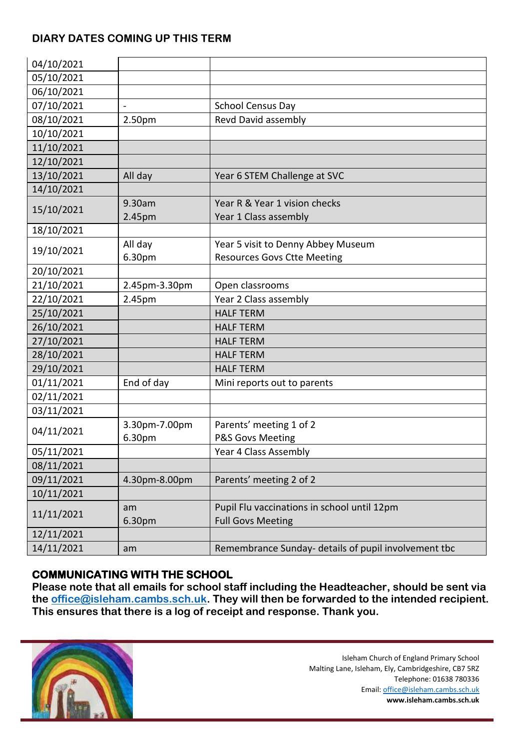## DIARY DATES COMING UP THIS TERM

| | | |
|---|---|---|
| 04/10/2021 | | |
| 05/10/2021 | | |
| 06/10/2021 | | |
| 07/10/2021 | - | School Census Day |
| 08/10/2021 | 2.50pm | Revd David assembly |
| 10/10/2021 | | |
| 11/10/2021 | | |
| 12/10/2021 | | |
| 13/10/2021 | All day | Year 6 STEM Challenge at SVC |
| 14/10/2021 | | |
| 15/10/2021 | 9.30am<br>2.45pm | Year R & Year 1 vision checks<br>Year 1 Class assembly |
| 18/10/2021 | | |
| 19/10/2021 | All day<br>6.30pm | Year 5 visit to Denny Abbey Museum<br>Resources Govs Ctte Meeting |
| 20/10/2021 | | |
| 21/10/2021 | 2.45pm-3.30pm | Open classrooms |
| 22/10/2021 | 2.45pm | Year 2 Class assembly |
| 25/10/2021 | | HALF TERM |
| 26/10/2021 | | HALF TERM |
| 27/10/2021 | | HALF TERM |
| 28/10/2021 | | HALF TERM |
| 29/10/2021 | | HALF TERM |
| 01/11/2021 | End of day | Mini reports out to parents |
| 02/11/2021 | | |
| 03/11/2021 | | |
| 04/11/2021 | 3.30pm-7.00pm<br>6.30pm | Parents' meeting 1 of 2<br>P&S Govs Meeting |
| 05/11/2021 | | Year 4 Class Assembly |
| 08/11/2021 | | |
| 09/11/2021 | 4.30pm-8.00pm | Parents' meeting 2 of 2 |
| 10/11/2021 | | |
| 11/11/2021 | am<br>6.30pm | Pupil Flu vaccinations in school until 12pm<br>Full Govs Meeting |
| 12/11/2021 | | |
| 14/11/2021 | am | Remembrance Sunday- details of pupil involvement tbc |

### COMMUNICATING WITH THE SCHOOL

**Please note that all emails for school staff including the Headteacher, should be sent via the office@isleham.cambs.sch.uk. They will then be forwarded to the intended recipient. This ensures that there is a log of receipt and response. Thank you.**

Isleham Church of England Primary School
Malting Lane, Isleham, Ely, Cambridgeshire, CB7 5RZ
Telephone: 01638 780336
Email: office@isleham.cambs.sch.uk
**www.isleham.cambs.sch.uk**